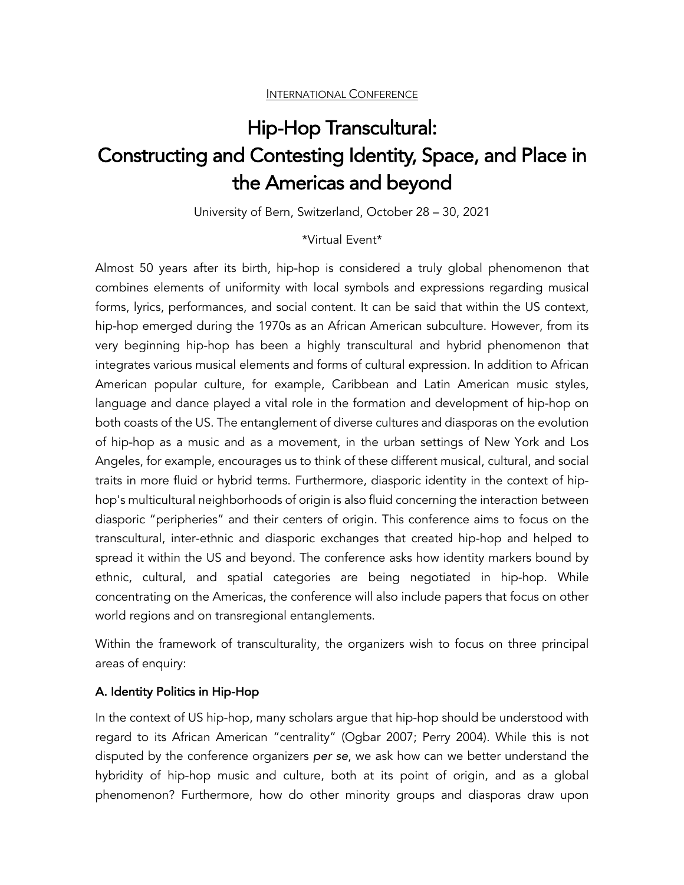International Conference

# Hip-Hop Transcultural: Constructing and Contesting Identity, Space, and Place in the Americas and beyond

University of Bern, Switzerland, October 28 – 30, 2021

*Virtual Event*

Almost 50 years after its birth, hip-hop is considered a truly global phenomenon that combines elements of uniformity with local symbols and expressions regarding musical forms, lyrics, performances, and social content. It can be said that within the US context, hip-hop emerged during the 1970s as an African American subculture. However, from its very beginning hip-hop has been a highly transcultural and hybrid phenomenon that integrates various musical elements and forms of cultural expression. In addition to African American popular culture, for example, Caribbean and Latin American music styles, language and dance played a vital role in the formation and development of hip-hop on both coasts of the US. The entanglement of diverse cultures and diasporas on the evolution of hip-hop as a music and as a movement, in the urban settings of New York and Los Angeles, for example, encourages us to think of these different musical, cultural, and social traits in more fluid or hybrid terms. Furthermore, diasporic identity in the context of hip-hop's multicultural neighborhoods of origin is also fluid concerning the interaction between diasporic "peripheries" and their centers of origin. This conference aims to focus on the transcultural, inter-ethnic and diasporic exchanges that created hip-hop and helped to spread it within the US and beyond. The conference asks how identity markers bound by ethnic, cultural, and spatial categories are being negotiated in hip-hop. While concentrating on the Americas, the conference will also include papers that focus on other world regions and on transregional entanglements.

Within the framework of transculturality, the organizers wish to focus on three principal areas of enquiry:

### A. Identity Politics in Hip-Hop

In the context of US hip-hop, many scholars argue that hip-hop should be understood with regard to its African American "centrality" (Ogbar 2007; Perry 2004). While this is not disputed by the conference organizers *per se*, we ask how can we better understand the hybridity of hip-hop music and culture, both at its point of origin, and as a global phenomenon? Furthermore, how do other minority groups and diasporas draw upon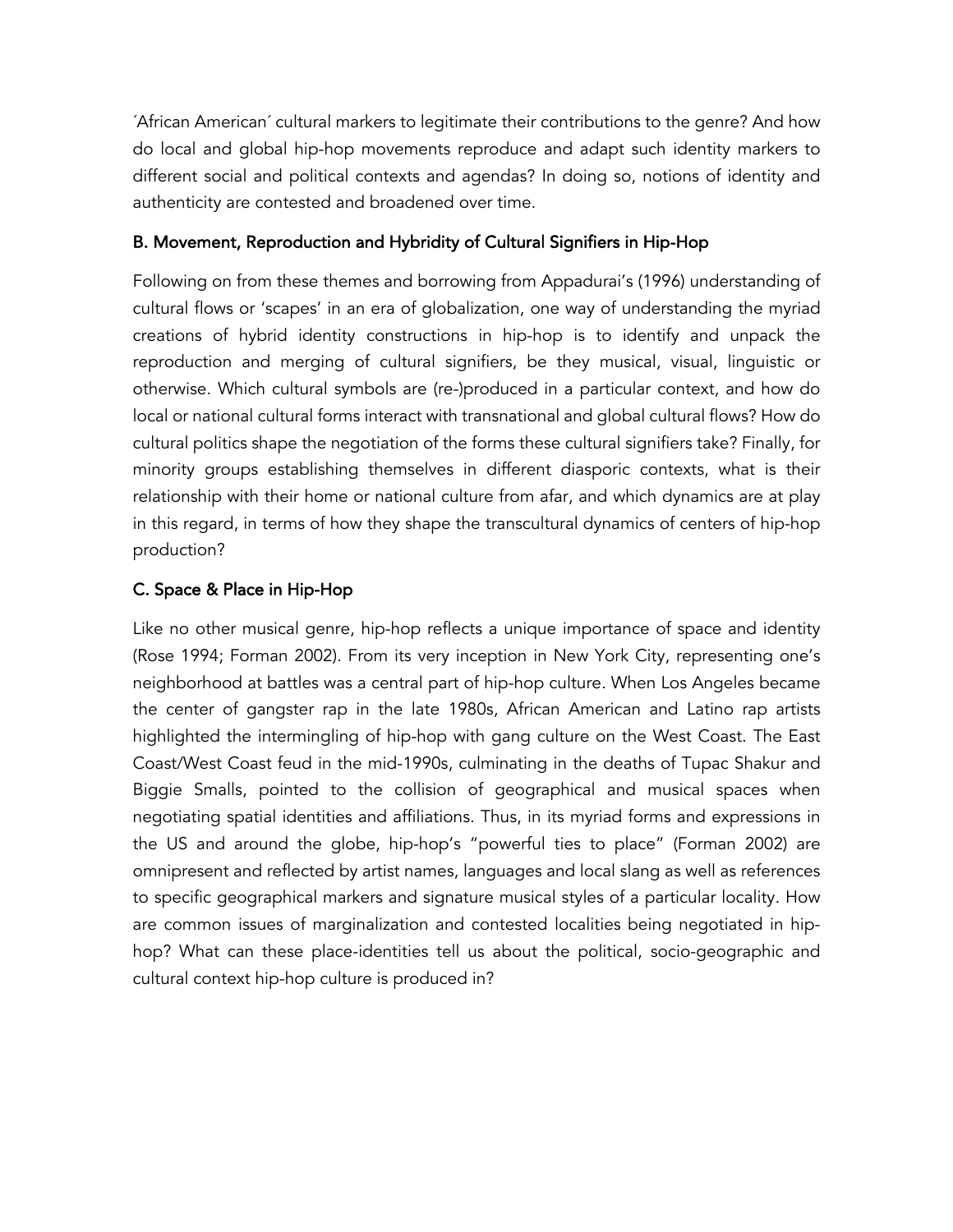´African American´ cultural markers to legitimate their contributions to the genre? And how do local and global hip-hop movements reproduce and adapt such identity markers to different social and political contexts and agendas? In doing so, notions of identity and authenticity are contested and broadened over time.

### B. Movement, Reproduction and Hybridity of Cultural Signifiers in Hip-Hop

Following on from these themes and borrowing from Appadurai's (1996) understanding of cultural flows or 'scapes' in an era of globalization, one way of understanding the myriad creations of hybrid identity constructions in hip-hop is to identify and unpack the reproduction and merging of cultural signifiers, be they musical, visual, linguistic or otherwise. Which cultural symbols are (re-)produced in a particular context, and how do local or national cultural forms interact with transnational and global cultural flows? How do cultural politics shape the negotiation of the forms these cultural signifiers take? Finally, for minority groups establishing themselves in different diasporic contexts, what is their relationship with their home or national culture from afar, and which dynamics are at play in this regard, in terms of how they shape the transcultural dynamics of centers of hip-hop production?

### C. Space & Place in Hip-Hop

Like no other musical genre, hip-hop reflects a unique importance of space and identity (Rose 1994; Forman 2002). From its very inception in New York City, representing one's neighborhood at battles was a central part of hip-hop culture. When Los Angeles became the center of gangster rap in the late 1980s, African American and Latino rap artists highlighted the intermingling of hip-hop with gang culture on the West Coast. The East Coast/West Coast feud in the mid-1990s, culminating in the deaths of Tupac Shakur and Biggie Smalls, pointed to the collision of geographical and musical spaces when negotiating spatial identities and affiliations. Thus, in its myriad forms and expressions in the US and around the globe, hip-hop's "powerful ties to place" (Forman 2002) are omnipresent and reflected by artist names, languages and local slang as well as references to specific geographical markers and signature musical styles of a particular locality. How are common issues of marginalization and contested localities being negotiated in hip-hop? What can these place-identities tell us about the political, socio-geographic and cultural context hip-hop culture is produced in?